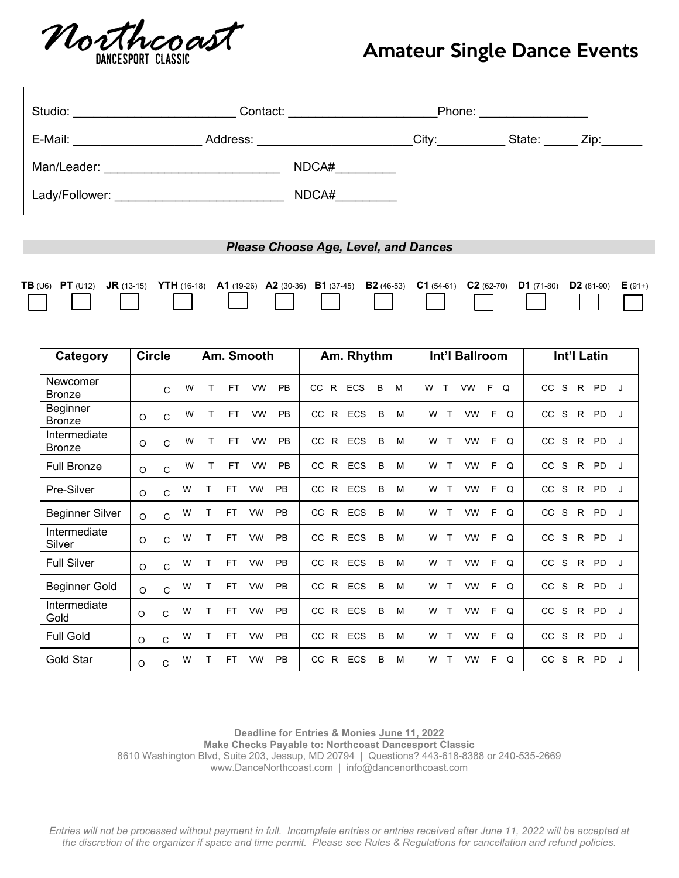Northcoast DANCESPORT CLASSIC

# Amateur Single Dance Events

Studio: ________________________ Contact: _____________________ Phone: _______________

E-Mail: __________________ Address: ______________________ City: _________ State: _____ Zip: ______

Man/Leader: ________________________ NDCA# _________

Lady/Follower: ________________________ NDCA# _________

***Please Choose Age, Level, and Dances***

| TB (U6) | PT (U12) | JR (13-15) | YTH (16-18) | A1 (19-26) | A2 (30-36) | B1 (37-45) | B2 (46-53) | C1 (54-61) | C2 (62-70) | D1 (71-80) | D2 (81-90) | E (91+) |
|---|---|---|---|---|---|---|---|---|---|---|---|---|
| ☐ | ☐ | ☐ | ☐ | ☐ | ☐ | ☐ | ☐ | ☐ | ☐ | ☐ | ☐ | ☐ |

| Category | Circle | Am. Smooth | Am. Rhythm | Int'l Ballroom | Int'l Latin |
|---|---|---|---|---|---|
| Newcomer Bronze | C | W T FT VW PB | CC R ECS B M | W T VW F Q | CC S R PD J |
| Beginner Bronze | O C | W T FT VW PB | CC R ECS B M | W T VW F Q | CC S R PD J |
| Intermediate Bronze | O C | W T FT VW PB | CC R ECS B M | W T VW F Q | CC S R PD J |
| Full Bronze | O C | W T FT VW PB | CC R ECS B M | W T VW F Q | CC S R PD J |
| Pre-Silver | O C | W T FT VW PB | CC R ECS B M | W T VW F Q | CC S R PD J |
| Beginner Silver | O C | W T FT VW PB | CC R ECS B M | W T VW F Q | CC S R PD J |
| Intermediate Silver | O C | W T FT VW PB | CC R ECS B M | W T VW F Q | CC S R PD J |
| Full Silver | O C | W T FT VW PB | CC R ECS B M | W T VW F Q | CC S R PD J |
| Beginner Gold | O C | W T FT VW PB | CC R ECS B M | W T VW F Q | CC S R PD J |
| Intermediate Gold | O C | W T FT VW PB | CC R ECS B M | W T VW F Q | CC S R PD J |
| Full Gold | O C | W T FT VW PB | CC R ECS B M | W T VW F Q | CC S R PD J |
| Gold Star | O C | W T FT VW PB | CC R ECS B M | W T VW F Q | CC S R PD J |

**Deadline for Entries & Monies June 11, 2022**
**Make Checks Payable to: Northcoast Dancesport Classic**
8610 Washington Blvd, Suite 203, Jessup, MD 20794 | Questions? 443-618-8388 or 240-535-2669
www.DanceNorthcoast.com | info@dancenorthcoast.com

*Entries will not be processed without payment in full. Incomplete entries or entries received after June 11, 2022 will be accepted at the discretion of the organizer if space and time permit. Please see Rules & Regulations for cancellation and refund policies.*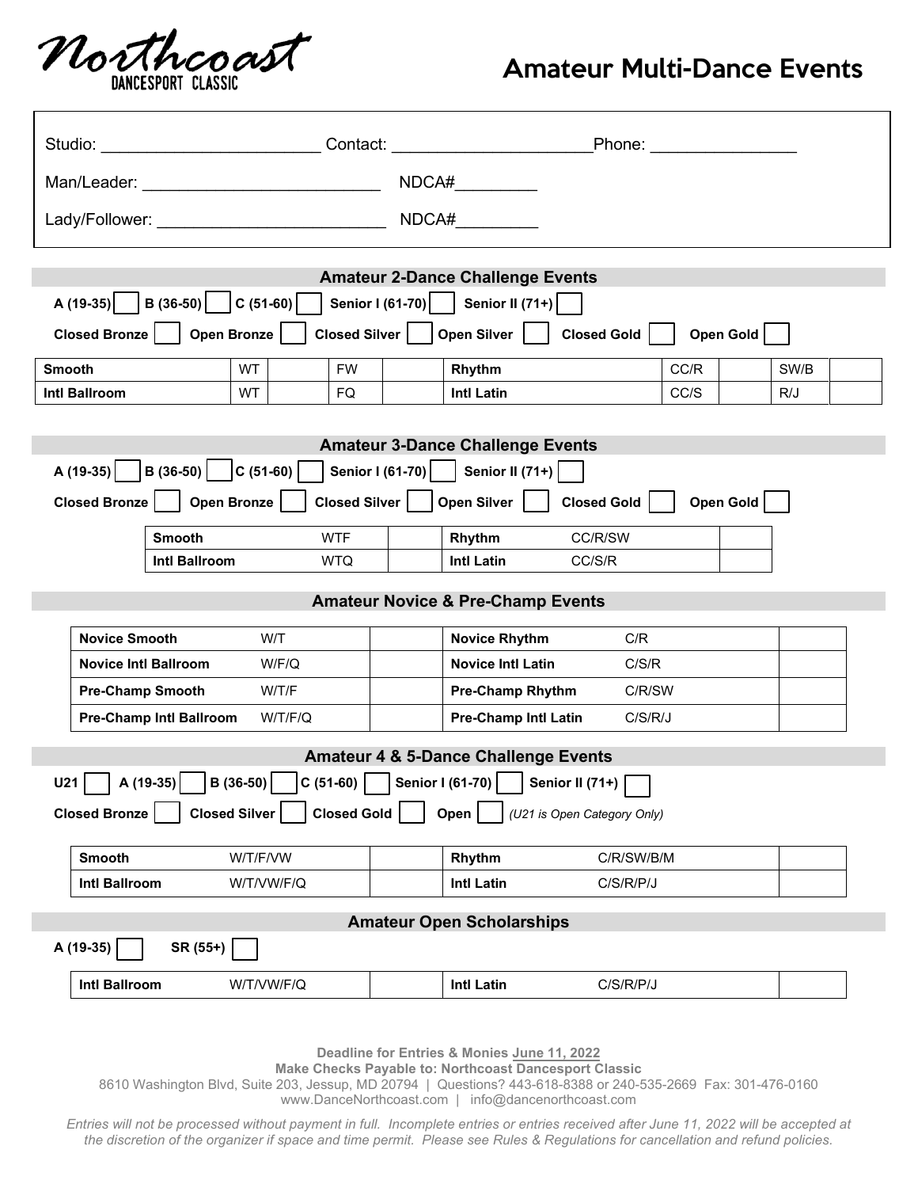Northcoast
DANCESPORT CLASSIC

# Amateur Multi-Dance Events

Studio: ________________________ Contact: _____________________Phone: ________________

Man/Leader: _________________________ NDCA#_________

Lady/Follower: ________________________ NDCA#_________

## Amateur 2-Dance Challenge Events

A (19-35) ☐ B (36-50) ☐ C (51-60) ☐ Senior I (61-70) ☐ Senior II (71+) ☐

Closed Bronze ☐ Open Bronze ☐ Closed Silver ☐ Open Silver ☐ Closed Gold ☐ Open Gold ☐

| | | | | | | | | | |
|---|---|---|---|---|---|---|---|---|---|
| **Smooth** | WT | | FW | | **Rhythm** | CC/R | | SW/B | |
| **Intl Ballroom** | WT | | FQ | | **Intl Latin** | CC/S | | R/J | |

## Amateur 3-Dance Challenge Events

A (19-35) ☐ B (36-50) ☐ C (51-60) ☐ Senior I (61-70) ☐ Senior II (71+) ☐

Closed Bronze ☐ Open Bronze ☐ Closed Silver ☐ Open Silver ☐ Closed Gold ☐ Open Gold ☐

| | | | | | |
|---|---|---|---|---|---|
| **Smooth** | WTF | | **Rhythm** | CC/R/SW | |
| **Intl Ballroom** | WTQ | | **Intl Latin** | CC/S/R | |

## Amateur Novice & Pre-Champ Events

| | | | | | |
|---|---|---|---|---|---|
| **Novice Smooth** | W/T | | **Novice Rhythm** | C/R | |
| **Novice Intl Ballroom** | W/F/Q | | **Novice Intl Latin** | C/S/R | |
| **Pre-Champ Smooth** | W/T/F | | **Pre-Champ Rhythm** | C/R/SW | |
| **Pre-Champ Intl Ballroom** | W/T/F/Q | | **Pre-Champ Intl Latin** | C/S/R/J | |

## Amateur 4 & 5-Dance Challenge Events

U21 ☐ A (19-35) ☐ B (36-50) ☐ C (51-60) ☐ Senior I (61-70) ☐ Senior II (71+) ☐

Closed Bronze ☐ Closed Silver ☐ Closed Gold ☐ Open ☐ *(U21 is Open Category Only)*

| | | | | | |
|---|---|---|---|---|---|
| **Smooth** | W/T/F/VW | | **Rhythm** | C/R/SW/B/M | |
| **Intl Ballroom** | W/T/VW/F/Q | | **Intl Latin** | C/S/R/P/J | |

## Amateur Open Scholarships

A (19-35) ☐ SR (55+) ☐

| | | | | | |
|---|---|---|---|---|---|
| **Intl Ballroom** | W/T/VW/F/Q | | **Intl Latin** | C/S/R/P/J | |

**Deadline for Entries & Monies June 11, 2022**
**Make Checks Payable to: Northcoast Dancesport Classic**
8610 Washington Blvd, Suite 203, Jessup, MD 20794 | Questions? 443-618-8388 or 240-535-2669 Fax: 301-476-0160
www.DanceNorthcoast.com | info@dancenorthcoast.com

*Entries will not be processed without payment in full. Incomplete entries or entries received after June 11, 2022 will be accepted at the discretion of the organizer if space and time permit. Please see Rules & Regulations for cancellation and refund policies.*